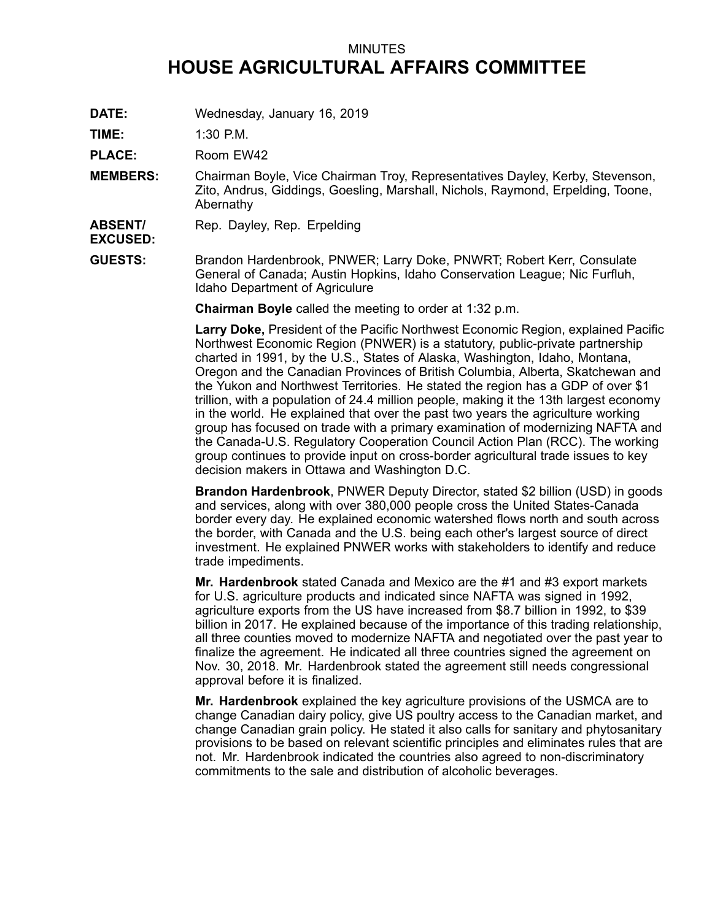MINUTES

# HOUSE AGRICULTURAL AFFAIRS COMMITTEE

**DATE:** Wednesday, January 16, 2019

**TIME:** 1:30 P.M.

**PLACE:** Room EW42

**MEMBERS:** Chairman Boyle, Vice Chairman Troy, Representatives Dayley, Kerby, Stevenson, Zito, Andrus, Giddings, Goesling, Marshall, Nichols, Raymond, Erpelding, Toone, Abernathy

**ABSENT/ EXCUSED:** Rep. Dayley, Rep. Erpelding

**GUESTS:** Brandon Hardenbrook, PNWER; Larry Doke, PNWRT; Robert Kerr, Consulate General of Canada; Austin Hopkins, Idaho Conservation League; Nic Furfluh, Idaho Department of Agriculure

**Chairman Boyle** called the meeting to order at 1:32 p.m.

**Larry Doke,** President of the Pacific Northwest Economic Region, explained Pacific Northwest Economic Region (PNWER) is a statutory, public-private partnership charted in 1991, by the U.S., States of Alaska, Washington, Idaho, Montana, Oregon and the Canadian Provinces of British Columbia, Alberta, Skatchewan and the Yukon and Northwest Territories. He stated the region has a GDP of over $1 trillion, with a population of 24.4 million people, making it the 13th largest economy in the world. He explained that over the past two years the agriculture working group has focused on trade with a primary examination of modernizing NAFTA and the Canada-U.S. Regulatory Cooperation Council Action Plan (RCC). The working group continues to provide input on cross-border agricultural trade issues to key decision makers in Ottawa and Washington D.C.

**Brandon Hardenbrook**, PNWER Deputy Director, stated $2 billion (USD) in goods and services, along with over 380,000 people cross the United States-Canada border every day. He explained economic watershed flows north and south across the border, with Canada and the U.S. being each other's largest source of direct investment. He explained PNWER works with stakeholders to identify and reduce trade impediments.

**Mr. Hardenbrook** stated Canada and Mexico are the #1 and #3 export markets for U.S. agriculture products and indicated since NAFTA was signed in 1992, agriculture exports from the US have increased from $8.7 billion in 1992, to $39 billion in 2017. He explained because of the importance of this trading relationship, all three counties moved to modernize NAFTA and negotiated over the past year to finalize the agreement. He indicated all three countries signed the agreement on Nov. 30, 2018. Mr. Hardenbrook stated the agreement still needs congressional approval before it is finalized.

**Mr. Hardenbrook** explained the key agriculture provisions of the USMCA are to change Canadian dairy policy, give US poultry access to the Canadian market, and change Canadian grain policy. He stated it also calls for sanitary and phytosanitary provisions to be based on relevant scientific principles and eliminates rules that are not. Mr. Hardenbrook indicated the countries also agreed to non-discriminatory commitments to the sale and distribution of alcoholic beverages.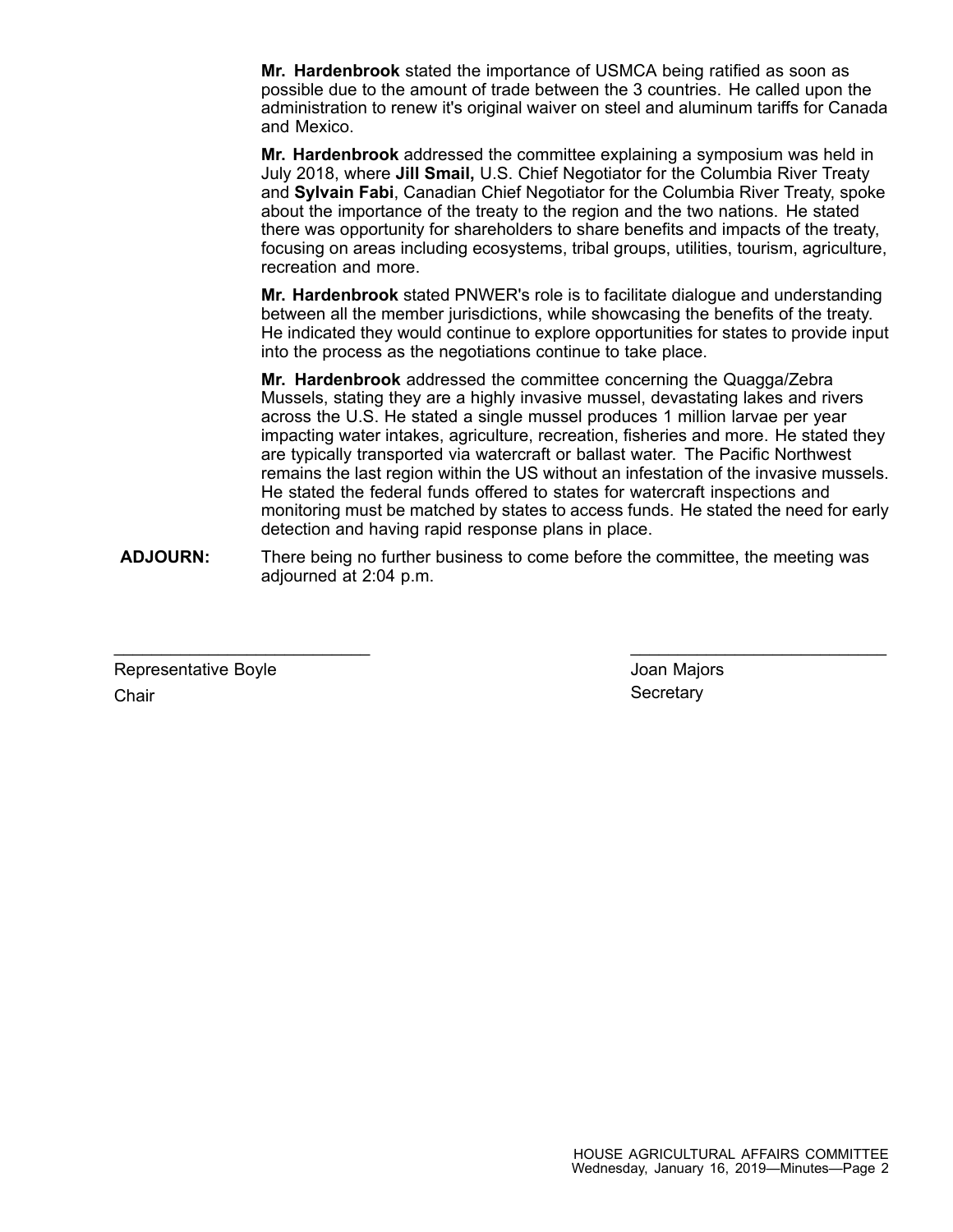**Mr. Hardenbrook** stated the importance of USMCA being ratified as soon as possible due to the amount of trade between the 3 countries. He called upon the administration to renew it's original waiver on steel and aluminum tariffs for Canada and Mexico.

**Mr. Hardenbrook** addressed the committee explaining a symposium was held in July 2018, where **Jill Smail,** U.S. Chief Negotiator for the Columbia River Treaty and **Sylvain Fabi**, Canadian Chief Negotiator for the Columbia River Treaty, spoke about the importance of the treaty to the region and the two nations. He stated there was opportunity for shareholders to share benefits and impacts of the treaty, focusing on areas including ecosystems, tribal groups, utilities, tourism, agriculture, recreation and more.

**Mr. Hardenbrook** stated PNWER's role is to facilitate dialogue and understanding between all the member jurisdictions, while showcasing the benefits of the treaty. He indicated they would continue to explore opportunities for states to provide input into the process as the negotiations continue to take place.

**Mr. Hardenbrook** addressed the committee concerning the Quagga/Zebra Mussels, stating they are a highly invasive mussel, devastating lakes and rivers across the U.S. He stated a single mussel produces 1 million larvae per year impacting water intakes, agriculture, recreation, fisheries and more. He stated they are typically transported via watercraft or ballast water. The Pacific Northwest remains the last region within the US without an infestation of the invasive mussels. He stated the federal funds offered to states for watercraft inspections and monitoring must be matched by states to access funds. He stated the need for early detection and having rapid response plans in place.

**ADJOURN:** There being no further business to come before the committee, the meeting was adjourned at 2:04 p.m.

___________________________ ___________________________

Representative Boyle
Chair

Joan Majors
Secretary